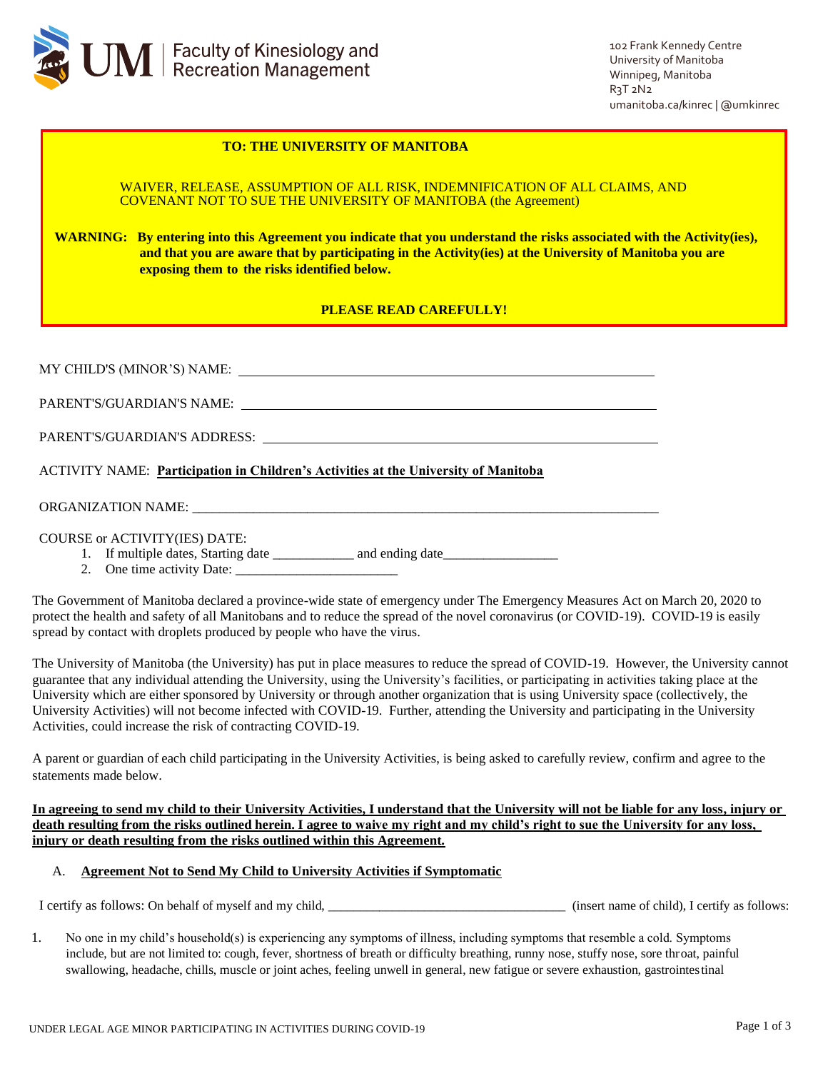UM | Faculty of Kinesiology and Recreation Management

102 Frank Kennedy Centre
University of Manitoba
Winnipeg, Manitoba
R3T 2N2
umanitoba.ca/kinrec | @umkinrec

**TO: THE UNIVERSITY OF MANITOBA**

WAIVER, RELEASE, ASSUMPTION OF ALL RISK, INDEMNIFICATION OF ALL CLAIMS, AND COVENANT NOT TO SUE THE UNIVERSITY OF MANITOBA (the Agreement)

**WARNING: By entering into this Agreement you indicate that you understand the risks associated with the Activity(ies), and that you are aware that by participating in the Activity(ies) at the University of Manitoba you are exposing them to the risks identified below.**

**PLEASE READ CAREFULLY!**

MY CHILD'S (MINOR'S) NAME: ______________________________

PARENT'S/GUARDIAN'S NAME: ______________________________

PARENT'S/GUARDIAN'S ADDRESS: ______________________________

ACTIVITY NAME: **Participation in Children's Activities at the University of Manitoba**

ORGANIZATION NAME: ______________________________

COURSE or ACTIVITY(IES) DATE:

1. If multiple dates, Starting date ____________ and ending date_________________
2. One time activity Date: ________________________

The Government of Manitoba declared a province-wide state of emergency under The Emergency Measures Act on March 20, 2020 to protect the health and safety of all Manitobans and to reduce the spread of the novel coronavirus (or COVID-19). COVID-19 is easily spread by contact with droplets produced by people who have the virus.

The University of Manitoba (the University) has put in place measures to reduce the spread of COVID-19. However, the University cannot guarantee that any individual attending the University, using the University's facilities, or participating in activities taking place at the University which are either sponsored by University or through another organization that is using University space (collectively, the University Activities) will not become infected with COVID-19. Further, attending the University and participating in the University Activities, could increase the risk of contracting COVID-19.

A parent or guardian of each child participating in the University Activities, is being asked to carefully review, confirm and agree to the statements made below.

**In agreeing to send my child to their University Activities, I understand that the University will not be liable for any loss, injury or death resulting from the risks outlined herein. I agree to waive my right and my child's right to sue the University for any loss, injury or death resulting from the risks outlined within this Agreement.**

A. **Agreement Not to Send My Child to University Activities if Symptomatic**

I certify as follows: On behalf of myself and my child, ____________________________________ (insert name of child), I certify as follows:

1. No one in my child's household(s) is experiencing any symptoms of illness, including symptoms that resemble a cold. Symptoms include, but are not limited to: cough, fever, shortness of breath or difficulty breathing, runny nose, stuffy nose, sore throat, painful swallowing, headache, chills, muscle or joint aches, feeling unwell in general, new fatigue or severe exhaustion, gastrointestinal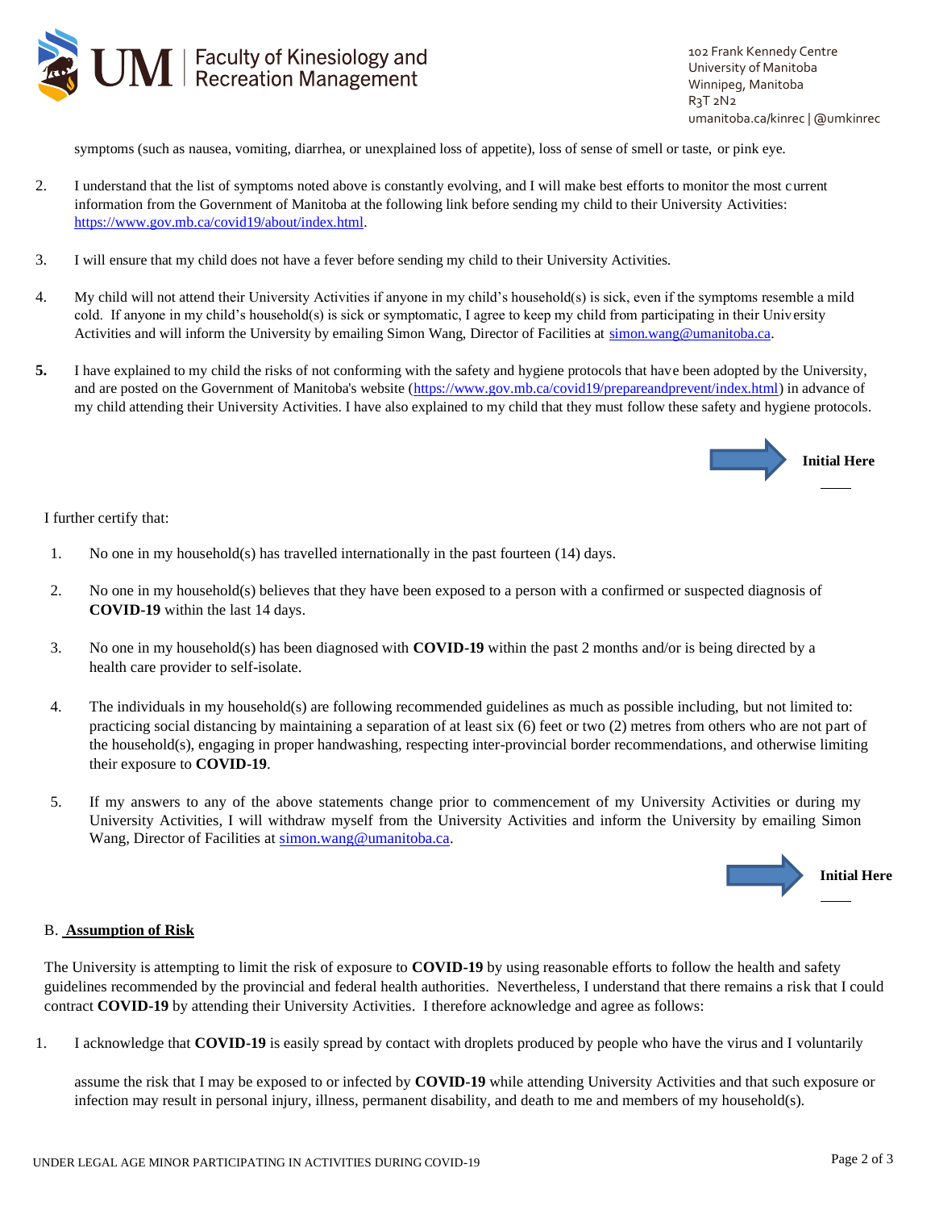symptoms (such as nausea, vomiting, diarrhea, or unexplained loss of appetite), loss of sense of smell or taste, or pink eye.

2. I understand that the list of symptoms noted above is constantly evolving, and I will make best efforts to monitor the most current information from the Government of Manitoba at the following link before sending my child to their University Activities: https://www.gov.mb.ca/covid19/about/index.html.

3. I will ensure that my child does not have a fever before sending my child to their University Activities.

4. My child will not attend their University Activities if anyone in my child's household(s) is sick, even if the symptoms resemble a mild cold. If anyone in my child's household(s) is sick or symptomatic, I agree to keep my child from participating in their University Activities and will inform the University by emailing Simon Wang, Director of Facilities at simon.wang@umanitoba.ca.

5. I have explained to my child the risks of not conforming with the safety and hygiene protocols that have been adopted by the University, and are posted on the Government of Manitoba's website (https://www.gov.mb.ca/covid19/prepareandprevent/index.html) in advance of my child attending their University Activities. I have also explained to my child that they must follow these safety and hygiene protocols.

**Initial Here** ____

I further certify that:

1. No one in my household(s) has travelled internationally in the past fourteen (14) days.

2. No one in my household(s) believes that they have been exposed to a person with a confirmed or suspected diagnosis of **COVID-19** within the last 14 days.

3. No one in my household(s) has been diagnosed with **COVID-19** within the past 2 months and/or is being directed by a health care provider to self-isolate.

4. The individuals in my household(s) are following recommended guidelines as much as possible including, but not limited to: practicing social distancing by maintaining a separation of at least six (6) feet or two (2) metres from others who are not part of the household(s), engaging in proper handwashing, respecting inter-provincial border recommendations, and otherwise limiting their exposure to **COVID-19**.

5. If my answers to any of the above statements change prior to commencement of my University Activities or during my University Activities, I will withdraw myself from the University Activities and inform the University by emailing Simon Wang, Director of Facilities at simon.wang@umanitoba.ca.

**Initial Here** ____

## B. Assumption of Risk

The University is attempting to limit the risk of exposure to **COVID-19** by using reasonable efforts to follow the health and safety guidelines recommended by the provincial and federal health authorities. Nevertheless, I understand that there remains a risk that I could contract **COVID-19** by attending their University Activities. I therefore acknowledge and agree as follows:

1. I acknowledge that **COVID-19** is easily spread by contact with droplets produced by people who have the virus and I voluntarily assume the risk that I may be exposed to or infected by **COVID-19** while attending University Activities and that such exposure or infection may result in personal injury, illness, permanent disability, and death to me and members of my household(s).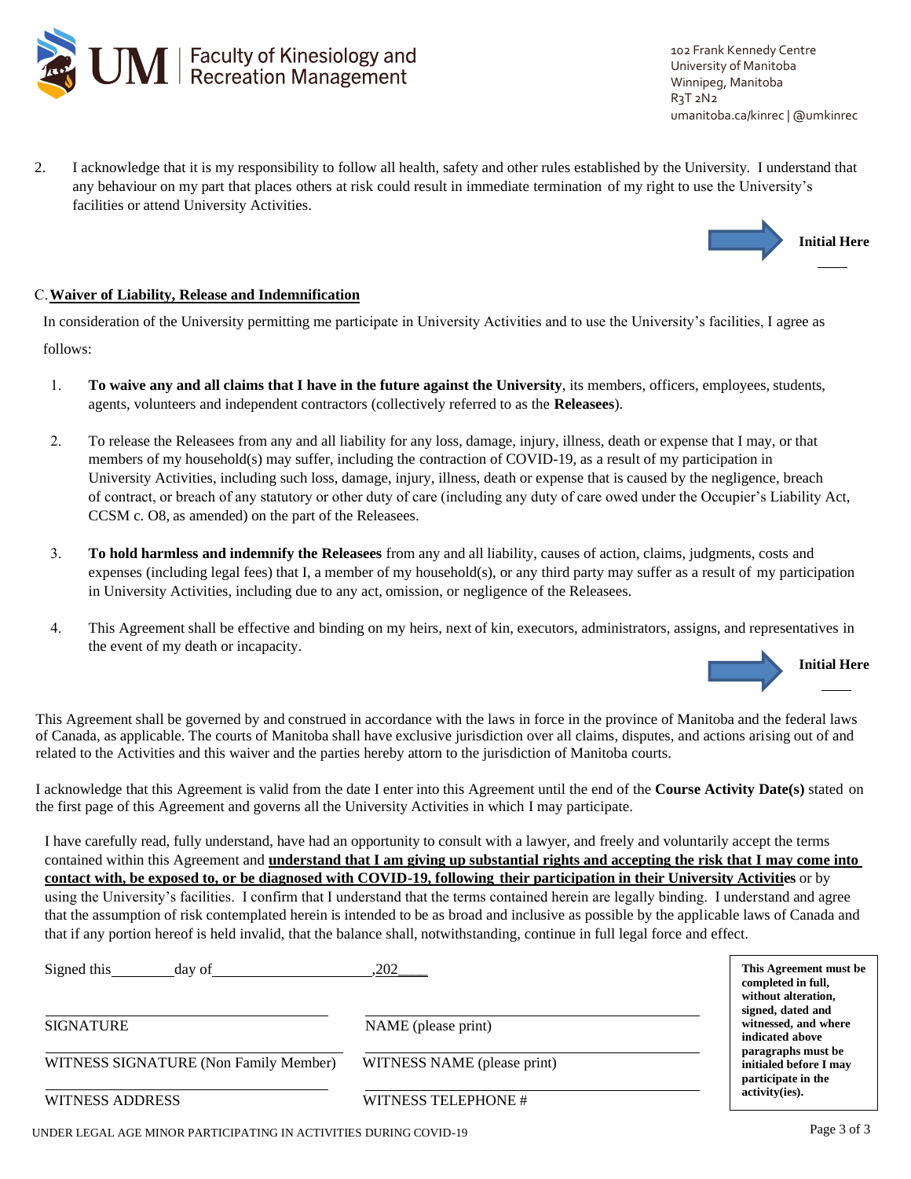102 Frank Kennedy Centre
University of Manitoba
Winnipeg, Manitoba
R3T 2N2
umanitoba.ca/kinrec | @umkinrec

2. I acknowledge that it is my responsibility to follow all health, safety and other rules established by the University. I understand that any behaviour on my part that places others at risk could result in immediate termination of my right to use the University's facilities or attend University Activities.

**Initial Here** ____

C. **Waiver of Liability, Release and Indemnification**

In consideration of the University permitting me participate in University Activities and to use the University's facilities, I agree as follows:

1. **To waive any and all claims that I have in the future against the University**, its members, officers, employees, students, agents, volunteers and independent contractors (collectively referred to as the **Releasees**).
2. To release the Releasees from any and all liability for any loss, damage, injury, illness, death or expense that I may, or that members of my household(s) may suffer, including the contraction of COVID-19, as a result of my participation in University Activities, including such loss, damage, injury, illness, death or expense that is caused by the negligence, breach of contract, or breach of any statutory or other duty of care (including any duty of care owed under the Occupier's Liability Act, CCSM c. O8, as amended) on the part of the Releasees.
3. **To hold harmless and indemnify the Releasees** from any and all liability, causes of action, claims, judgments, costs and expenses (including legal fees) that I, a member of my household(s), or any third party may suffer as a result of my participation in University Activities, including due to any act, omission, or negligence of the Releasees.
4. This Agreement shall be effective and binding on my heirs, next of kin, executors, administrators, assigns, and representatives in the event of my death or incapacity.

**Initial Here** ____

This Agreement shall be governed by and construed in accordance with the laws in force in the province of Manitoba and the federal laws of Canada, as applicable. The courts of Manitoba shall have exclusive jurisdiction over all claims, disputes, and actions arising out of and related to the Activities and this waiver and the parties hereby attorn to the jurisdiction of Manitoba courts.

I acknowledge that this Agreement is valid from the date I enter into this Agreement until the end of the **Course Activity Date(s)** stated on the first page of this Agreement and governs all the University Activities in which I may participate.

I have carefully read, fully understand, have had an opportunity to consult with a lawyer, and freely and voluntarily accept the terms contained within this Agreement and **understand that I am giving up substantial rights and accepting the risk that I may come into contact with, be exposed to, or be diagnosed with COVID-19, following their participation in their University Activities** or by using the University's facilities. I confirm that I understand that the terms contained herein are legally binding. I understand and agree that the assumption of risk contemplated herein is intended to be as broad and inclusive as possible by the applicable laws of Canada and that if any portion hereof is held invalid, that the balance shall, notwithstanding, continue in full legal force and effect.

Signed this ________ day of ____________________, 202____

| | |
|---|---|
| SIGNATURE | NAME (please print) |
| WITNESS SIGNATURE (Non Family Member) | WITNESS NAME (please print) |
| WITNESS ADDRESS | WITNESS TELEPHONE # |

**This Agreement must be completed in full, without alteration, signed, dated and witnessed, and where indicated above paragraphs must be initialed before I may participate in the activity(ies).**

UNDER LEGAL AGE MINOR PARTICIPATING IN ACTIVITIES DURING COVID-19